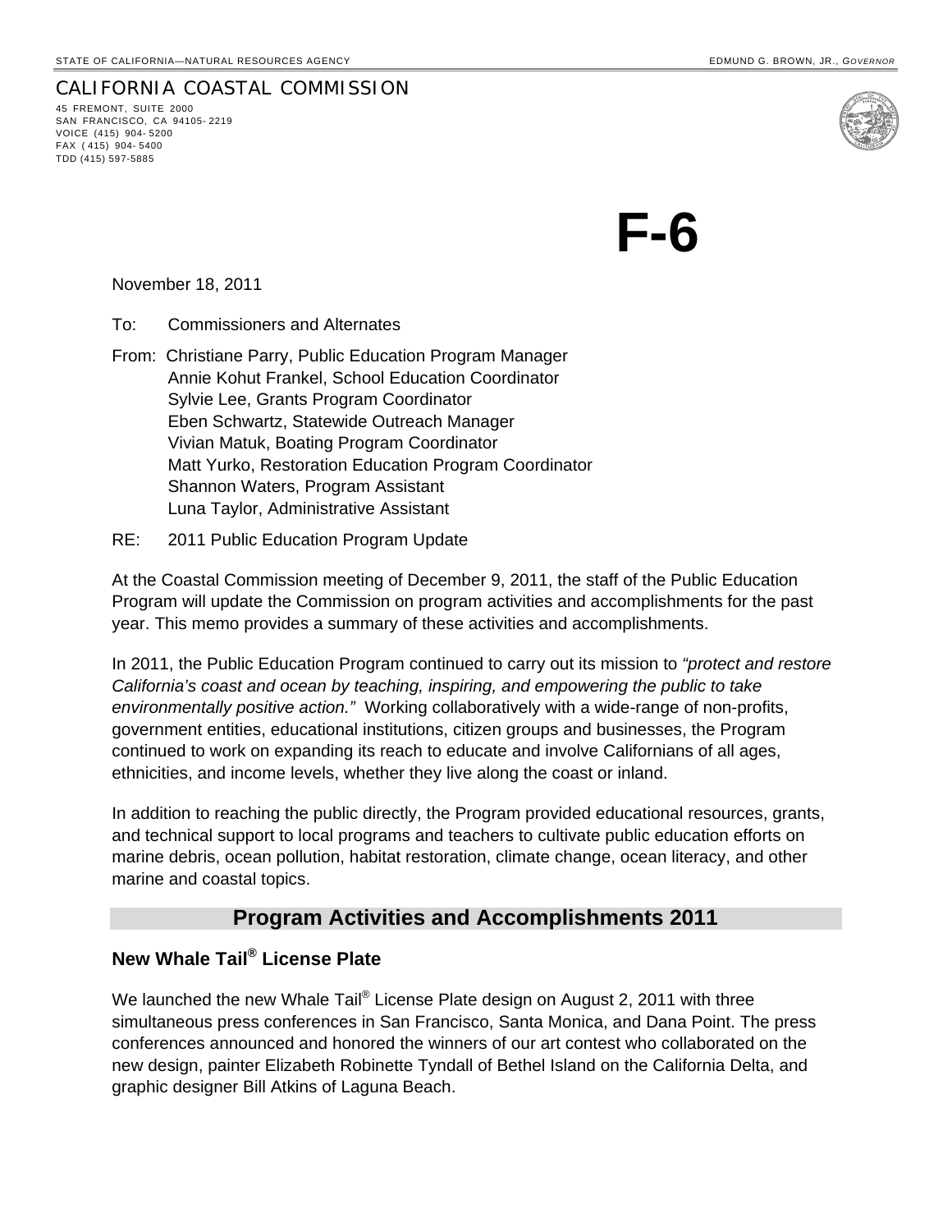STATE OF CALIFORNIA—NATURAL RESOURCES AGENCY EDMUND G. BROWN, JR., *GOVERNOR*

CALIFORNIA COASTAL COMMISSION
45 FREMONT, SUITE 2000
SAN FRANCISCO, CA 94105-2219
VOICE (415) 904-5200
FAX (415) 904-5400
TDD (415) 597-5885

# F-6

November 18, 2011

To: Commissioners and Alternates

From: Christiane Parry, Public Education Program Manager
Annie Kohut Frankel, School Education Coordinator
Sylvie Lee, Grants Program Coordinator
Eben Schwartz, Statewide Outreach Manager
Vivian Matuk, Boating Program Coordinator
Matt Yurko, Restoration Education Program Coordinator
Shannon Waters, Program Assistant
Luna Taylor, Administrative Assistant

RE: 2011 Public Education Program Update

At the Coastal Commission meeting of December 9, 2011, the staff of the Public Education Program will update the Commission on program activities and accomplishments for the past year. This memo provides a summary of these activities and accomplishments.

In 2011, the Public Education Program continued to carry out its mission to *"protect and restore California's coast and ocean by teaching, inspiring, and empowering the public to take environmentally positive action."* Working collaboratively with a wide-range of non-profits, government entities, educational institutions, citizen groups and businesses, the Program continued to work on expanding its reach to educate and involve Californians of all ages, ethnicities, and income levels, whether they live along the coast or inland.

In addition to reaching the public directly, the Program provided educational resources, grants, and technical support to local programs and teachers to cultivate public education efforts on marine debris, ocean pollution, habitat restoration, climate change, ocean literacy, and other marine and coastal topics.

## Program Activities and Accomplishments 2011

### New Whale Tail® License Plate

We launched the new Whale Tail® License Plate design on August 2, 2011 with three simultaneous press conferences in San Francisco, Santa Monica, and Dana Point. The press conferences announced and honored the winners of our art contest who collaborated on the new design, painter Elizabeth Robinette Tyndall of Bethel Island on the California Delta, and graphic designer Bill Atkins of Laguna Beach.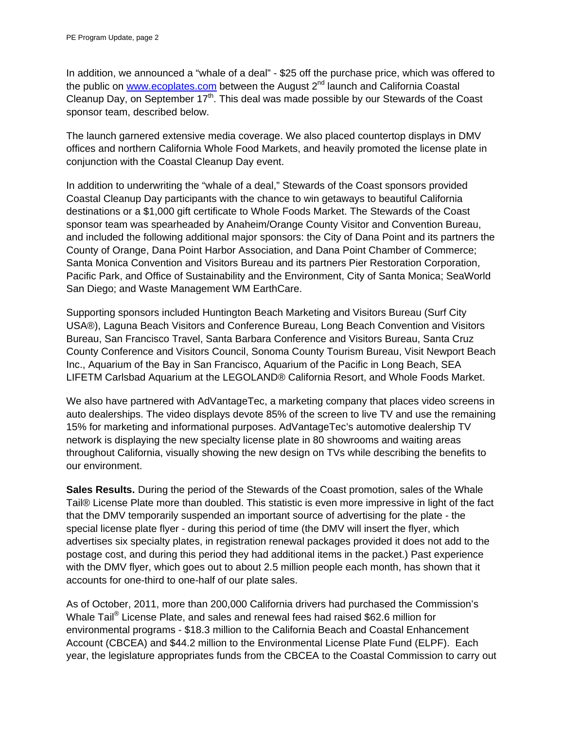In addition, we announced a "whale of a deal" - $25 off the purchase price, which was offered to the public on [www.ecoplates.com](http://www.ecoplates.com) between the August 2nd launch and California Coastal Cleanup Day, on September 17th. This deal was made possible by our Stewards of the Coast sponsor team, described below.

The launch garnered extensive media coverage. We also placed countertop displays in DMV offices and northern California Whole Food Markets, and heavily promoted the license plate in conjunction with the Coastal Cleanup Day event.

In addition to underwriting the "whale of a deal," Stewards of the Coast sponsors provided Coastal Cleanup Day participants with the chance to win getaways to beautiful California destinations or a $1,000 gift certificate to Whole Foods Market. The Stewards of the Coast sponsor team was spearheaded by Anaheim/Orange County Visitor and Convention Bureau, and included the following additional major sponsors: the City of Dana Point and its partners the County of Orange, Dana Point Harbor Association, and Dana Point Chamber of Commerce; Santa Monica Convention and Visitors Bureau and its partners Pier Restoration Corporation, Pacific Park, and Office of Sustainability and the Environment, City of Santa Monica; SeaWorld San Diego; and Waste Management WM EarthCare.

Supporting sponsors included Huntington Beach Marketing and Visitors Bureau (Surf City USA®), Laguna Beach Visitors and Conference Bureau, Long Beach Convention and Visitors Bureau, San Francisco Travel, Santa Barbara Conference and Visitors Bureau, Santa Cruz County Conference and Visitors Council, Sonoma County Tourism Bureau, Visit Newport Beach Inc., Aquarium of the Bay in San Francisco, Aquarium of the Pacific in Long Beach, SEA LIFETM Carlsbad Aquarium at the LEGOLAND® California Resort, and Whole Foods Market.

We also have partnered with AdVantageTec, a marketing company that places video screens in auto dealerships. The video displays devote 85% of the screen to live TV and use the remaining 15% for marketing and informational purposes. AdVantageTec's automotive dealership TV network is displaying the new specialty license plate in 80 showrooms and waiting areas throughout California, visually showing the new design on TVs while describing the benefits to our environment.

**Sales Results.** During the period of the Stewards of the Coast promotion, sales of the Whale Tail® License Plate more than doubled. This statistic is even more impressive in light of the fact that the DMV temporarily suspended an important source of advertising for the plate - the special license plate flyer - during this period of time (the DMV will insert the flyer, which advertises six specialty plates, in registration renewal packages provided it does not add to the postage cost, and during this period they had additional items in the packet.) Past experience with the DMV flyer, which goes out to about 2.5 million people each month, has shown that it accounts for one-third to one-half of our plate sales.

As of October, 2011, more than 200,000 California drivers had purchased the Commission's Whale Tail® License Plate, and sales and renewal fees had raised $62.6 million for environmental programs - $18.3 million to the California Beach and Coastal Enhancement Account (CBCEA) and $44.2 million to the Environmental License Plate Fund (ELPF). Each year, the legislature appropriates funds from the CBCEA to the Coastal Commission to carry out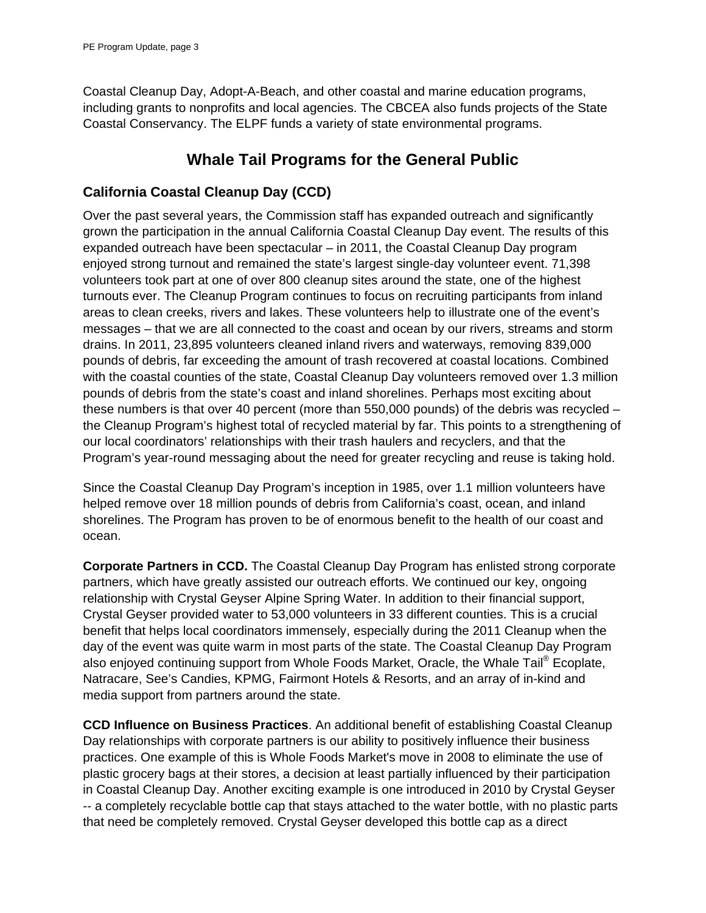Coastal Cleanup Day, Adopt-A-Beach, and other coastal and marine education programs, including grants to nonprofits and local agencies. The CBCEA also funds projects of the State Coastal Conservancy. The ELPF funds a variety of state environmental programs.

## Whale Tail Programs for the General Public

### California Coastal Cleanup Day (CCD)

Over the past several years, the Commission staff has expanded outreach and significantly grown the participation in the annual California Coastal Cleanup Day event. The results of this expanded outreach have been spectacular – in 2011, the Coastal Cleanup Day program enjoyed strong turnout and remained the state's largest single-day volunteer event. 71,398 volunteers took part at one of over 800 cleanup sites around the state, one of the highest turnouts ever. The Cleanup Program continues to focus on recruiting participants from inland areas to clean creeks, rivers and lakes. These volunteers help to illustrate one of the event's messages – that we are all connected to the coast and ocean by our rivers, streams and storm drains. In 2011, 23,895 volunteers cleaned inland rivers and waterways, removing 839,000 pounds of debris, far exceeding the amount of trash recovered at coastal locations. Combined with the coastal counties of the state, Coastal Cleanup Day volunteers removed over 1.3 million pounds of debris from the state's coast and inland shorelines. Perhaps most exciting about these numbers is that over 40 percent (more than 550,000 pounds) of the debris was recycled – the Cleanup Program's highest total of recycled material by far. This points to a strengthening of our local coordinators' relationships with their trash haulers and recyclers, and that the Program's year-round messaging about the need for greater recycling and reuse is taking hold.

Since the Coastal Cleanup Day Program's inception in 1985, over 1.1 million volunteers have helped remove over 18 million pounds of debris from California's coast, ocean, and inland shorelines. The Program has proven to be of enormous benefit to the health of our coast and ocean.

**Corporate Partners in CCD.** The Coastal Cleanup Day Program has enlisted strong corporate partners, which have greatly assisted our outreach efforts. We continued our key, ongoing relationship with Crystal Geyser Alpine Spring Water. In addition to their financial support, Crystal Geyser provided water to 53,000 volunteers in 33 different counties. This is a crucial benefit that helps local coordinators immensely, especially during the 2011 Cleanup when the day of the event was quite warm in most parts of the state. The Coastal Cleanup Day Program also enjoyed continuing support from Whole Foods Market, Oracle, the Whale Tail® Ecoplate, Natracare, See's Candies, KPMG, Fairmont Hotels & Resorts, and an array of in-kind and media support from partners around the state.

**CCD Influence on Business Practices**. An additional benefit of establishing Coastal Cleanup Day relationships with corporate partners is our ability to positively influence their business practices. One example of this is Whole Foods Market's move in 2008 to eliminate the use of plastic grocery bags at their stores, a decision at least partially influenced by their participation in Coastal Cleanup Day. Another exciting example is one introduced in 2010 by Crystal Geyser -- a completely recyclable bottle cap that stays attached to the water bottle, with no plastic parts that need be completely removed. Crystal Geyser developed this bottle cap as a direct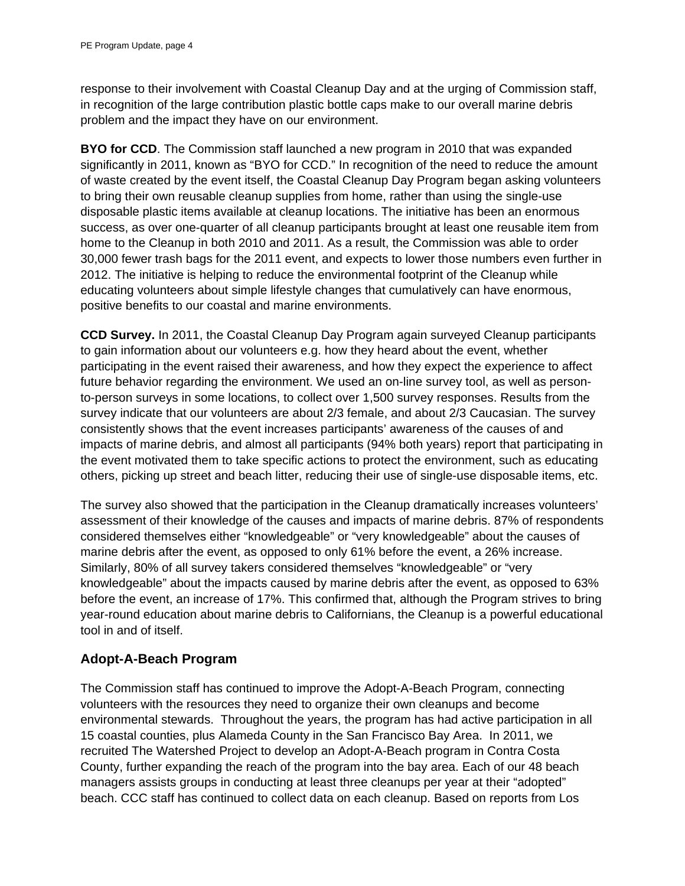response to their involvement with Coastal Cleanup Day and at the urging of Commission staff, in recognition of the large contribution plastic bottle caps make to our overall marine debris problem and the impact they have on our environment.

**BYO for CCD**. The Commission staff launched a new program in 2010 that was expanded significantly in 2011, known as "BYO for CCD." In recognition of the need to reduce the amount of waste created by the event itself, the Coastal Cleanup Day Program began asking volunteers to bring their own reusable cleanup supplies from home, rather than using the single-use disposable plastic items available at cleanup locations. The initiative has been an enormous success, as over one-quarter of all cleanup participants brought at least one reusable item from home to the Cleanup in both 2010 and 2011. As a result, the Commission was able to order 30,000 fewer trash bags for the 2011 event, and expects to lower those numbers even further in 2012. The initiative is helping to reduce the environmental footprint of the Cleanup while educating volunteers about simple lifestyle changes that cumulatively can have enormous, positive benefits to our coastal and marine environments.

**CCD Survey.** In 2011, the Coastal Cleanup Day Program again surveyed Cleanup participants to gain information about our volunteers e.g. how they heard about the event, whether participating in the event raised their awareness, and how they expect the experience to affect future behavior regarding the environment. We used an on-line survey tool, as well as person-to-person surveys in some locations, to collect over 1,500 survey responses. Results from the survey indicate that our volunteers are about 2/3 female, and about 2/3 Caucasian. The survey consistently shows that the event increases participants' awareness of the causes of and impacts of marine debris, and almost all participants (94% both years) report that participating in the event motivated them to take specific actions to protect the environment, such as educating others, picking up street and beach litter, reducing their use of single-use disposable items, etc.

The survey also showed that the participation in the Cleanup dramatically increases volunteers' assessment of their knowledge of the causes and impacts of marine debris. 87% of respondents considered themselves either "knowledgeable" or "very knowledgeable" about the causes of marine debris after the event, as opposed to only 61% before the event, a 26% increase. Similarly, 80% of all survey takers considered themselves "knowledgeable" or "very knowledgeable" about the impacts caused by marine debris after the event, as opposed to 63% before the event, an increase of 17%. This confirmed that, although the Program strives to bring year-round education about marine debris to Californians, the Cleanup is a powerful educational tool in and of itself.

## Adopt-A-Beach Program

The Commission staff has continued to improve the Adopt-A-Beach Program, connecting volunteers with the resources they need to organize their own cleanups and become environmental stewards. Throughout the years, the program has had active participation in all 15 coastal counties, plus Alameda County in the San Francisco Bay Area. In 2011, we recruited The Watershed Project to develop an Adopt-A-Beach program in Contra Costa County, further expanding the reach of the program into the bay area. Each of our 48 beach managers assists groups in conducting at least three cleanups per year at their "adopted" beach. CCC staff has continued to collect data on each cleanup. Based on reports from Los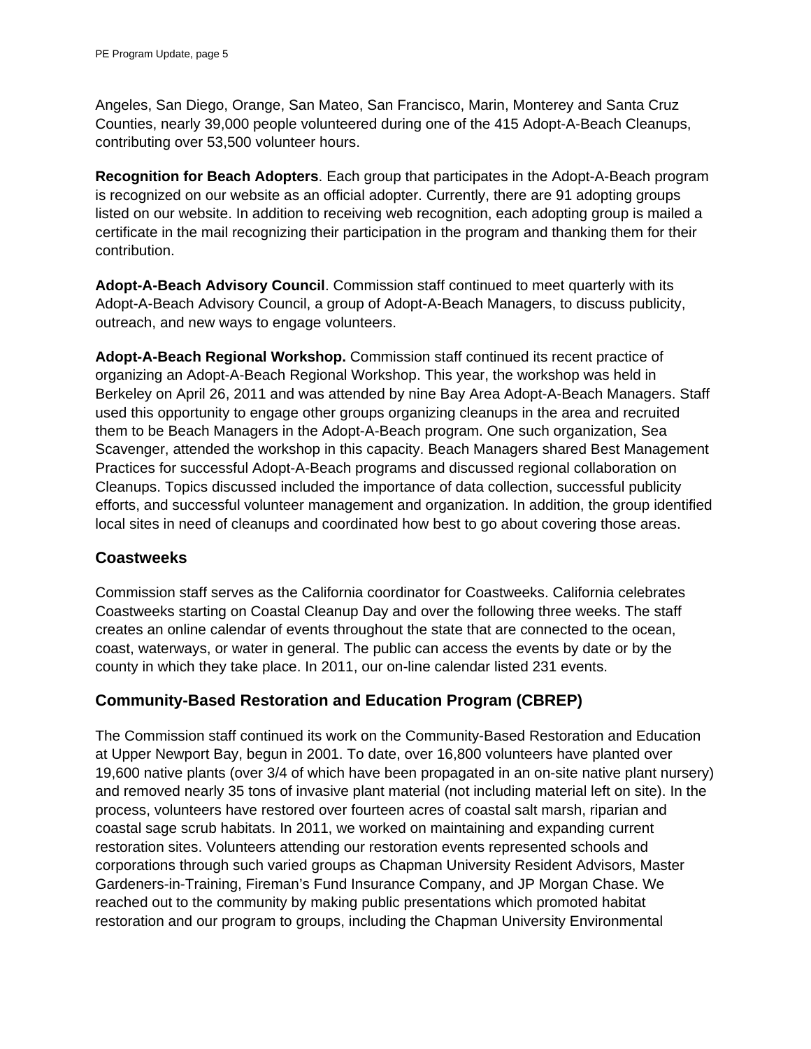Angeles, San Diego, Orange, San Mateo, San Francisco, Marin, Monterey and Santa Cruz Counties, nearly 39,000 people volunteered during one of the 415 Adopt-A-Beach Cleanups, contributing over 53,500 volunteer hours.

**Recognition for Beach Adopters**. Each group that participates in the Adopt-A-Beach program is recognized on our website as an official adopter. Currently, there are 91 adopting groups listed on our website. In addition to receiving web recognition, each adopting group is mailed a certificate in the mail recognizing their participation in the program and thanking them for their contribution.

**Adopt-A-Beach Advisory Council**. Commission staff continued to meet quarterly with its Adopt-A-Beach Advisory Council, a group of Adopt-A-Beach Managers, to discuss publicity, outreach, and new ways to engage volunteers.

**Adopt-A-Beach Regional Workshop.** Commission staff continued its recent practice of organizing an Adopt-A-Beach Regional Workshop. This year, the workshop was held in Berkeley on April 26, 2011 and was attended by nine Bay Area Adopt-A-Beach Managers. Staff used this opportunity to engage other groups organizing cleanups in the area and recruited them to be Beach Managers in the Adopt-A-Beach program. One such organization, Sea Scavenger, attended the workshop in this capacity. Beach Managers shared Best Management Practices for successful Adopt-A-Beach programs and discussed regional collaboration on Cleanups. Topics discussed included the importance of data collection, successful publicity efforts, and successful volunteer management and organization. In addition, the group identified local sites in need of cleanups and coordinated how best to go about covering those areas.

## Coastweeks

Commission staff serves as the California coordinator for Coastweeks. California celebrates Coastweeks starting on Coastal Cleanup Day and over the following three weeks. The staff creates an online calendar of events throughout the state that are connected to the ocean, coast, waterways, or water in general. The public can access the events by date or by the county in which they take place. In 2011, our on-line calendar listed 231 events.

## Community-Based Restoration and Education Program (CBREP)

The Commission staff continued its work on the Community-Based Restoration and Education at Upper Newport Bay, begun in 2001. To date, over 16,800 volunteers have planted over 19,600 native plants (over 3/4 of which have been propagated in an on-site native plant nursery) and removed nearly 35 tons of invasive plant material (not including material left on site). In the process, volunteers have restored over fourteen acres of coastal salt marsh, riparian and coastal sage scrub habitats. In 2011, we worked on maintaining and expanding current restoration sites. Volunteers attending our restoration events represented schools and corporations through such varied groups as Chapman University Resident Advisors, Master Gardeners-in-Training, Fireman's Fund Insurance Company, and JP Morgan Chase. We reached out to the community by making public presentations which promoted habitat restoration and our program to groups, including the Chapman University Environmental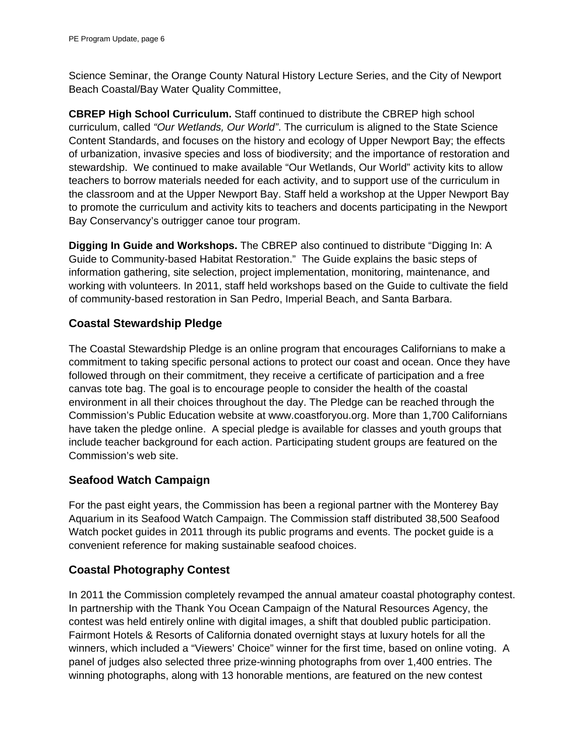Science Seminar, the Orange County Natural History Lecture Series, and the City of Newport Beach Coastal/Bay Water Quality Committee,

**CBREP High School Curriculum.** Staff continued to distribute the CBREP high school curriculum, called *"Our Wetlands, Our World"*. The curriculum is aligned to the State Science Content Standards, and focuses on the history and ecology of Upper Newport Bay; the effects of urbanization, invasive species and loss of biodiversity; and the importance of restoration and stewardship. We continued to make available "Our Wetlands, Our World" activity kits to allow teachers to borrow materials needed for each activity, and to support use of the curriculum in the classroom and at the Upper Newport Bay. Staff held a workshop at the Upper Newport Bay to promote the curriculum and activity kits to teachers and docents participating in the Newport Bay Conservancy's outrigger canoe tour program.

**Digging In Guide and Workshops.** The CBREP also continued to distribute "Digging In: A Guide to Community-based Habitat Restoration." The Guide explains the basic steps of information gathering, site selection, project implementation, monitoring, maintenance, and working with volunteers. In 2011, staff held workshops based on the Guide to cultivate the field of community-based restoration in San Pedro, Imperial Beach, and Santa Barbara.

## Coastal Stewardship Pledge

The Coastal Stewardship Pledge is an online program that encourages Californians to make a commitment to taking specific personal actions to protect our coast and ocean. Once they have followed through on their commitment, they receive a certificate of participation and a free canvas tote bag. The goal is to encourage people to consider the health of the coastal environment in all their choices throughout the day. The Pledge can be reached through the Commission's Public Education website at www.coastforyou.org. More than 1,700 Californians have taken the pledge online. A special pledge is available for classes and youth groups that include teacher background for each action. Participating student groups are featured on the Commission's web site.

## Seafood Watch Campaign

For the past eight years, the Commission has been a regional partner with the Monterey Bay Aquarium in its Seafood Watch Campaign. The Commission staff distributed 38,500 Seafood Watch pocket guides in 2011 through its public programs and events. The pocket guide is a convenient reference for making sustainable seafood choices.

## Coastal Photography Contest

In 2011 the Commission completely revamped the annual amateur coastal photography contest. In partnership with the Thank You Ocean Campaign of the Natural Resources Agency, the contest was held entirely online with digital images, a shift that doubled public participation. Fairmont Hotels & Resorts of California donated overnight stays at luxury hotels for all the winners, which included a "Viewers' Choice" winner for the first time, based on online voting. A panel of judges also selected three prize-winning photographs from over 1,400 entries. The winning photographs, along with 13 honorable mentions, are featured on the new contest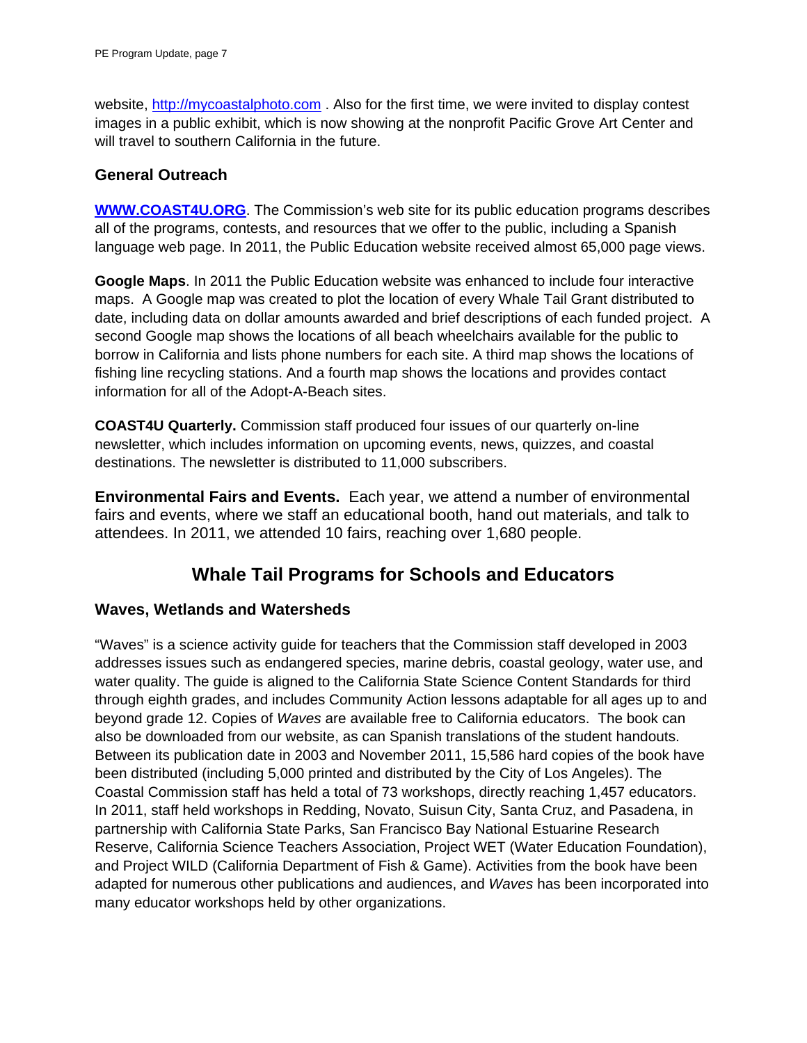website, http://mycoastalphoto.com . Also for the first time, we were invited to display contest images in a public exhibit, which is now showing at the nonprofit Pacific Grove Art Center and will travel to southern California in the future.

### General Outreach

**WWW.COAST4U.ORG**. The Commission's web site for its public education programs describes all of the programs, contests, and resources that we offer to the public, including a Spanish language web page. In 2011, the Public Education website received almost 65,000 page views.

**Google Maps**. In 2011 the Public Education website was enhanced to include four interactive maps. A Google map was created to plot the location of every Whale Tail Grant distributed to date, including data on dollar amounts awarded and brief descriptions of each funded project. A second Google map shows the locations of all beach wheelchairs available for the public to borrow in California and lists phone numbers for each site. A third map shows the locations of fishing line recycling stations. And a fourth map shows the locations and provides contact information for all of the Adopt-A-Beach sites.

**COAST4U Quarterly.** Commission staff produced four issues of our quarterly on-line newsletter, which includes information on upcoming events, news, quizzes, and coastal destinations. The newsletter is distributed to 11,000 subscribers.

**Environmental Fairs and Events.** Each year, we attend a number of environmental fairs and events, where we staff an educational booth, hand out materials, and talk to attendees. In 2011, we attended 10 fairs, reaching over 1,680 people.

## Whale Tail Programs for Schools and Educators

### Waves, Wetlands and Watersheds

"Waves" is a science activity guide for teachers that the Commission staff developed in 2003 addresses issues such as endangered species, marine debris, coastal geology, water use, and water quality. The guide is aligned to the California State Science Content Standards for third through eighth grades, and includes Community Action lessons adaptable for all ages up to and beyond grade 12. Copies of *Waves* are available free to California educators. The book can also be downloaded from our website, as can Spanish translations of the student handouts. Between its publication date in 2003 and November 2011, 15,586 hard copies of the book have been distributed (including 5,000 printed and distributed by the City of Los Angeles). The Coastal Commission staff has held a total of 73 workshops, directly reaching 1,457 educators. In 2011, staff held workshops in Redding, Novato, Suisun City, Santa Cruz, and Pasadena, in partnership with California State Parks, San Francisco Bay National Estuarine Research Reserve, California Science Teachers Association, Project WET (Water Education Foundation), and Project WILD (California Department of Fish & Game). Activities from the book have been adapted for numerous other publications and audiences, and *Waves* has been incorporated into many educator workshops held by other organizations.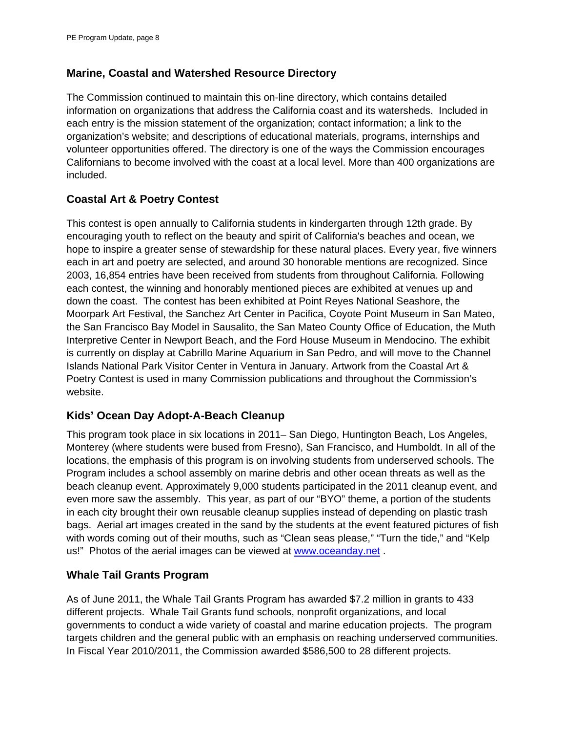## Marine, Coastal and Watershed Resource Directory

The Commission continued to maintain this on-line directory, which contains detailed information on organizations that address the California coast and its watersheds. Included in each entry is the mission statement of the organization; contact information; a link to the organization's website; and descriptions of educational materials, programs, internships and volunteer opportunities offered. The directory is one of the ways the Commission encourages Californians to become involved with the coast at a local level. More than 400 organizations are included.

## Coastal Art & Poetry Contest

This contest is open annually to California students in kindergarten through 12th grade. By encouraging youth to reflect on the beauty and spirit of California's beaches and ocean, we hope to inspire a greater sense of stewardship for these natural places. Every year, five winners each in art and poetry are selected, and around 30 honorable mentions are recognized. Since 2003, 16,854 entries have been received from students from throughout California. Following each contest, the winning and honorably mentioned pieces are exhibited at venues up and down the coast. The contest has been exhibited at Point Reyes National Seashore, the Moorpark Art Festival, the Sanchez Art Center in Pacifica, Coyote Point Museum in San Mateo, the San Francisco Bay Model in Sausalito, the San Mateo County Office of Education, the Muth Interpretive Center in Newport Beach, and the Ford House Museum in Mendocino. The exhibit is currently on display at Cabrillo Marine Aquarium in San Pedro, and will move to the Channel Islands National Park Visitor Center in Ventura in January. Artwork from the Coastal Art & Poetry Contest is used in many Commission publications and throughout the Commission's website.

## Kids' Ocean Day Adopt-A-Beach Cleanup

This program took place in six locations in 2011– San Diego, Huntington Beach, Los Angeles, Monterey (where students were bused from Fresno), San Francisco, and Humboldt. In all of the locations, the emphasis of this program is on involving students from underserved schools. The Program includes a school assembly on marine debris and other ocean threats as well as the beach cleanup event. Approximately 9,000 students participated in the 2011 cleanup event, and even more saw the assembly. This year, as part of our "BYO" theme, a portion of the students in each city brought their own reusable cleanup supplies instead of depending on plastic trash bags. Aerial art images created in the sand by the students at the event featured pictures of fish with words coming out of their mouths, such as "Clean seas please," "Turn the tide," and "Kelp us!" Photos of the aerial images can be viewed at [www.oceanday.net](http://www.oceanday.net) .

## Whale Tail Grants Program

As of June 2011, the Whale Tail Grants Program has awarded $7.2 million in grants to 433 different projects. Whale Tail Grants fund schools, nonprofit organizations, and local governments to conduct a wide variety of coastal and marine education projects. The program targets children and the general public with an emphasis on reaching underserved communities. In Fiscal Year 2010/2011, the Commission awarded $586,500 to 28 different projects.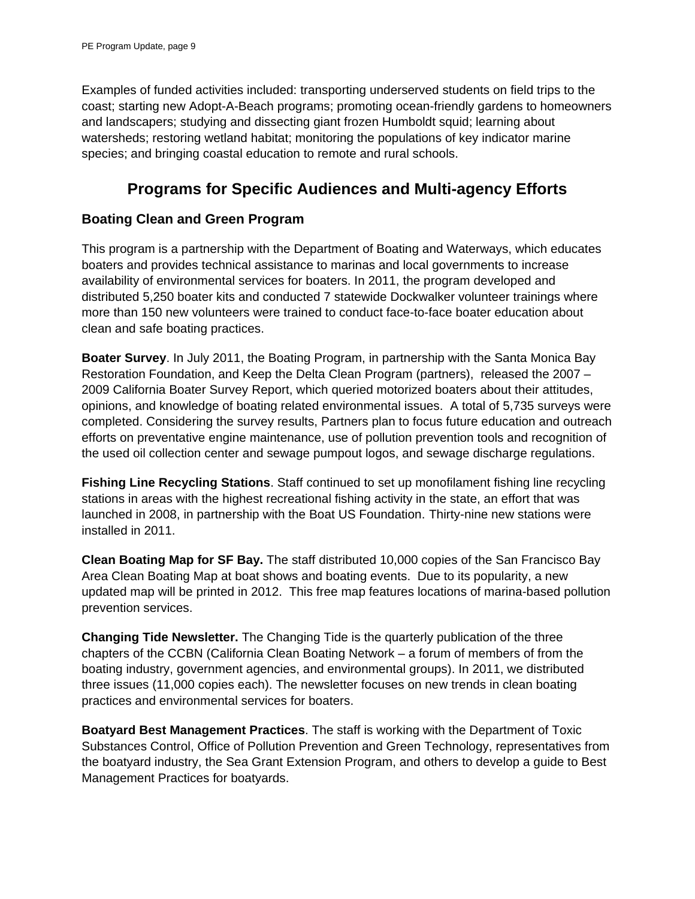Examples of funded activities included: transporting underserved students on field trips to the coast; starting new Adopt-A-Beach programs; promoting ocean-friendly gardens to homeowners and landscapers; studying and dissecting giant frozen Humboldt squid; learning about watersheds; restoring wetland habitat; monitoring the populations of key indicator marine species; and bringing coastal education to remote and rural schools.

## Programs for Specific Audiences and Multi-agency Efforts

### Boating Clean and Green Program

This program is a partnership with the Department of Boating and Waterways, which educates boaters and provides technical assistance to marinas and local governments to increase availability of environmental services for boaters. In 2011, the program developed and distributed 5,250 boater kits and conducted 7 statewide Dockwalker volunteer trainings where more than 150 new volunteers were trained to conduct face-to-face boater education about clean and safe boating practices.

**Boater Survey**. In July 2011, the Boating Program, in partnership with the Santa Monica Bay Restoration Foundation, and Keep the Delta Clean Program (partners), released the 2007 – 2009 California Boater Survey Report, which queried motorized boaters about their attitudes, opinions, and knowledge of boating related environmental issues. A total of 5,735 surveys were completed. Considering the survey results, Partners plan to focus future education and outreach efforts on preventative engine maintenance, use of pollution prevention tools and recognition of the used oil collection center and sewage pumpout logos, and sewage discharge regulations.

**Fishing Line Recycling Stations**. Staff continued to set up monofilament fishing line recycling stations in areas with the highest recreational fishing activity in the state, an effort that was launched in 2008, in partnership with the Boat US Foundation. Thirty-nine new stations were installed in 2011.

**Clean Boating Map for SF Bay.** The staff distributed 10,000 copies of the San Francisco Bay Area Clean Boating Map at boat shows and boating events. Due to its popularity, a new updated map will be printed in 2012. This free map features locations of marina-based pollution prevention services.

**Changing Tide Newsletter.** The Changing Tide is the quarterly publication of the three chapters of the CCBN (California Clean Boating Network – a forum of members of from the boating industry, government agencies, and environmental groups). In 2011, we distributed three issues (11,000 copies each). The newsletter focuses on new trends in clean boating practices and environmental services for boaters.

**Boatyard Best Management Practices**. The staff is working with the Department of Toxic Substances Control, Office of Pollution Prevention and Green Technology, representatives from the boatyard industry, the Sea Grant Extension Program, and others to develop a guide to Best Management Practices for boatyards.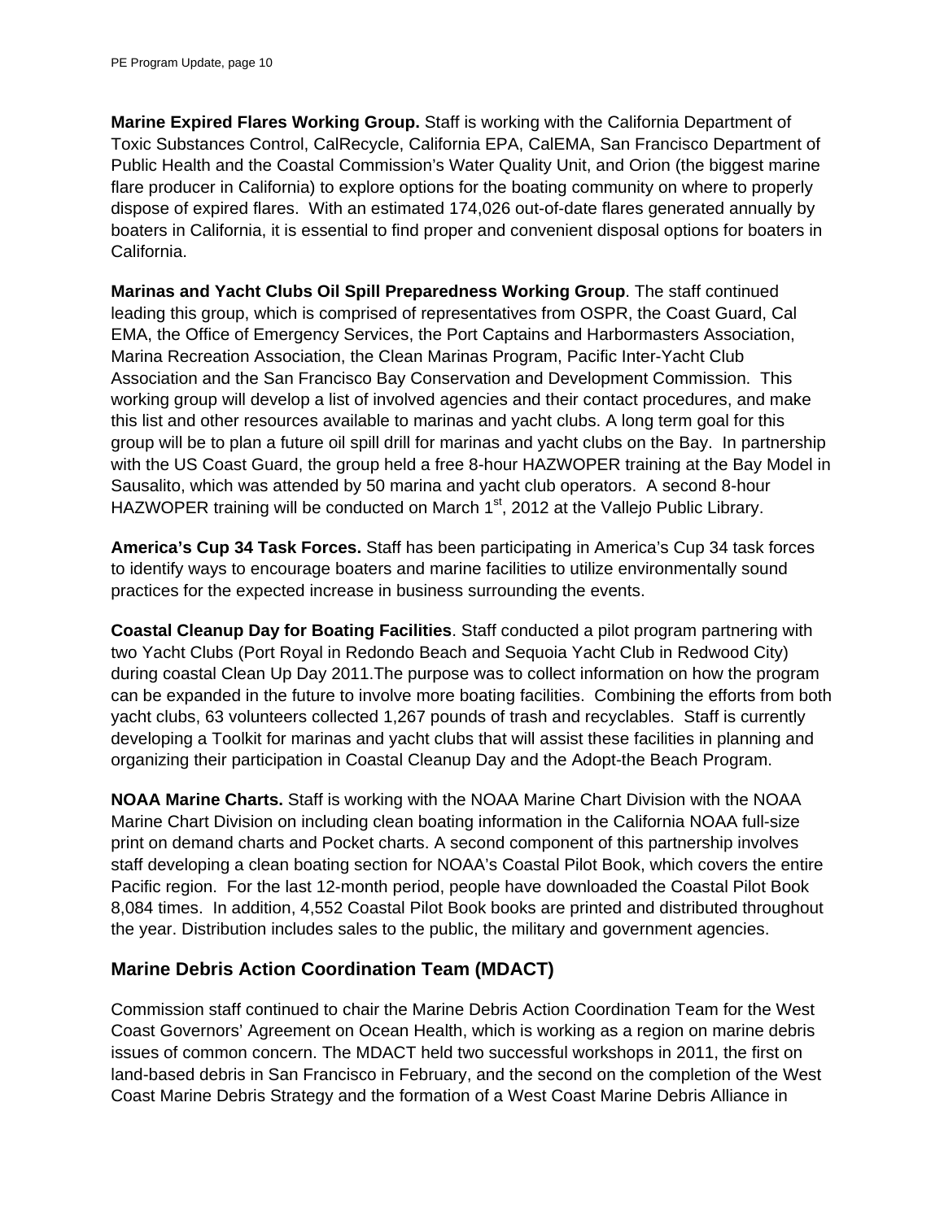**Marine Expired Flares Working Group.** Staff is working with the California Department of Toxic Substances Control, CalRecycle, California EPA, CalEMA, San Francisco Department of Public Health and the Coastal Commission's Water Quality Unit, and Orion (the biggest marine flare producer in California) to explore options for the boating community on where to properly dispose of expired flares. With an estimated 174,026 out-of-date flares generated annually by boaters in California, it is essential to find proper and convenient disposal options for boaters in California.

**Marinas and Yacht Clubs Oil Spill Preparedness Working Group**. The staff continued leading this group, which is comprised of representatives from OSPR, the Coast Guard, Cal EMA, the Office of Emergency Services, the Port Captains and Harbormasters Association, Marina Recreation Association, the Clean Marinas Program, Pacific Inter-Yacht Club Association and the San Francisco Bay Conservation and Development Commission. This working group will develop a list of involved agencies and their contact procedures, and make this list and other resources available to marinas and yacht clubs. A long term goal for this group will be to plan a future oil spill drill for marinas and yacht clubs on the Bay. In partnership with the US Coast Guard, the group held a free 8-hour HAZWOPER training at the Bay Model in Sausalito, which was attended by 50 marina and yacht club operators. A second 8-hour HAZWOPER training will be conducted on March 1st, 2012 at the Vallejo Public Library.

**America's Cup 34 Task Forces.** Staff has been participating in America's Cup 34 task forces to identify ways to encourage boaters and marine facilities to utilize environmentally sound practices for the expected increase in business surrounding the events.

**Coastal Cleanup Day for Boating Facilities**. Staff conducted a pilot program partnering with two Yacht Clubs (Port Royal in Redondo Beach and Sequoia Yacht Club in Redwood City) during coastal Clean Up Day 2011.The purpose was to collect information on how the program can be expanded in the future to involve more boating facilities. Combining the efforts from both yacht clubs, 63 volunteers collected 1,267 pounds of trash and recyclables. Staff is currently developing a Toolkit for marinas and yacht clubs that will assist these facilities in planning and organizing their participation in Coastal Cleanup Day and the Adopt-the Beach Program.

**NOAA Marine Charts.** Staff is working with the NOAA Marine Chart Division with the NOAA Marine Chart Division on including clean boating information in the California NOAA full-size print on demand charts and Pocket charts. A second component of this partnership involves staff developing a clean boating section for NOAA's Coastal Pilot Book, which covers the entire Pacific region. For the last 12-month period, people have downloaded the Coastal Pilot Book 8,084 times. In addition, 4,552 Coastal Pilot Book books are printed and distributed throughout the year. Distribution includes sales to the public, the military and government agencies.

## Marine Debris Action Coordination Team (MDACT)

Commission staff continued to chair the Marine Debris Action Coordination Team for the West Coast Governors' Agreement on Ocean Health, which is working as a region on marine debris issues of common concern. The MDACT held two successful workshops in 2011, the first on land-based debris in San Francisco in February, and the second on the completion of the West Coast Marine Debris Strategy and the formation of a West Coast Marine Debris Alliance in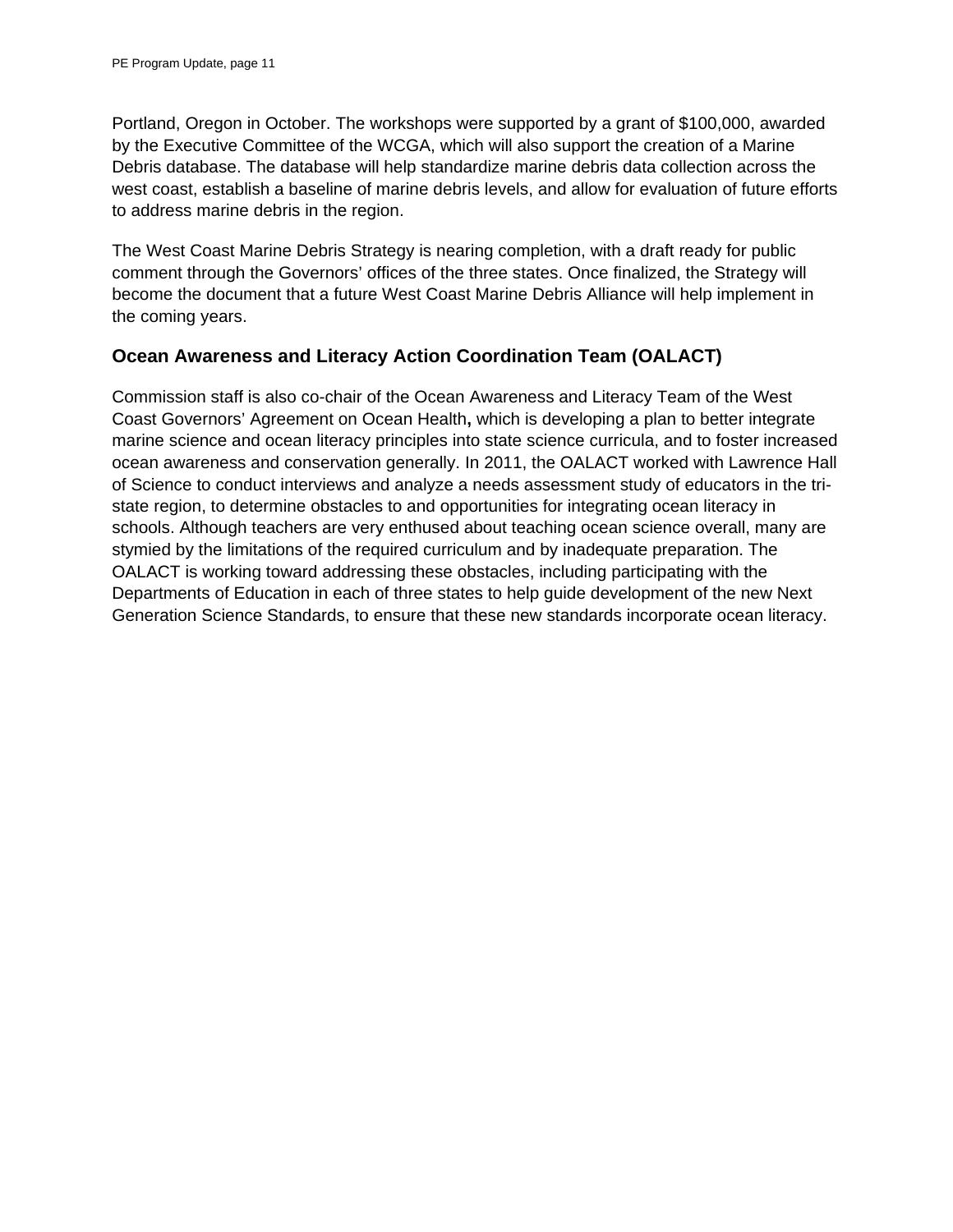Portland, Oregon in October. The workshops were supported by a grant of $100,000, awarded by the Executive Committee of the WCGA, which will also support the creation of a Marine Debris database. The database will help standardize marine debris data collection across the west coast, establish a baseline of marine debris levels, and allow for evaluation of future efforts to address marine debris in the region.

The West Coast Marine Debris Strategy is nearing completion, with a draft ready for public comment through the Governors' offices of the three states. Once finalized, the Strategy will become the document that a future West Coast Marine Debris Alliance will help implement in the coming years.

### Ocean Awareness and Literacy Action Coordination Team (OALACT)

Commission staff is also co-chair of the Ocean Awareness and Literacy Team of the West Coast Governors' Agreement on Ocean Health**,** which is developing a plan to better integrate marine science and ocean literacy principles into state science curricula, and to foster increased ocean awareness and conservation generally. In 2011, the OALACT worked with Lawrence Hall of Science to conduct interviews and analyze a needs assessment study of educators in the tri-state region, to determine obstacles to and opportunities for integrating ocean literacy in schools. Although teachers are very enthused about teaching ocean science overall, many are stymied by the limitations of the required curriculum and by inadequate preparation. The OALACT is working toward addressing these obstacles, including participating with the Departments of Education in each of three states to help guide development of the new Next Generation Science Standards, to ensure that these new standards incorporate ocean literacy.